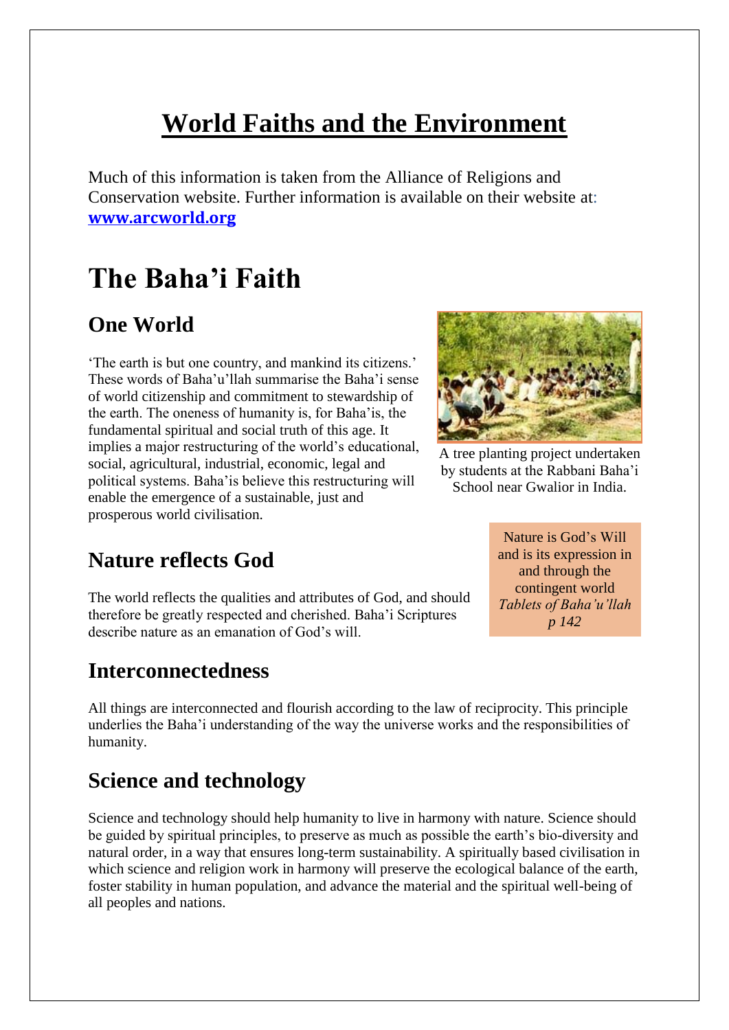# World Faiths and the Environment

Much of this information is taken from the Alliance of Religions and Conservation website. Further information is available on their website at: **www.arcworld.org**

# The Baha'i Faith

## One World

'The earth is but one country, and mankind its citizens.' These words of Baha'u'llah summarise the Baha'i sense of world citizenship and commitment to stewardship of the earth. The oneness of humanity is, for Baha'is, the fundamental spiritual and social truth of this age. It implies a major restructuring of the world's educational, social, agricultural, industrial, economic, legal and political systems. Baha'is believe this restructuring will enable the emergence of a sustainable, just and prosperous world civilisation.

A tree planting project undertaken by students at the Rabbani Baha'i School near Gwalior in India.

## Nature reflects God

The world reflects the qualities and attributes of God, and should therefore be greatly respected and cherished. Baha'i Scriptures describe nature as an emanation of God's will.

Nature is God's Will and is its expression in and through the contingent world
*Tablets of Baha'u'llah p 142*

## Interconnectedness

All things are interconnected and flourish according to the law of reciprocity. This principle underlies the Baha'i understanding of the way the universe works and the responsibilities of humanity.

## Science and technology

Science and technology should help humanity to live in harmony with nature. Science should be guided by spiritual principles, to preserve as much as possible the earth's bio-diversity and natural order, in a way that ensures long-term sustainability. A spiritually based civilisation in which science and religion work in harmony will preserve the ecological balance of the earth, foster stability in human population, and advance the material and the spiritual well-being of all peoples and nations.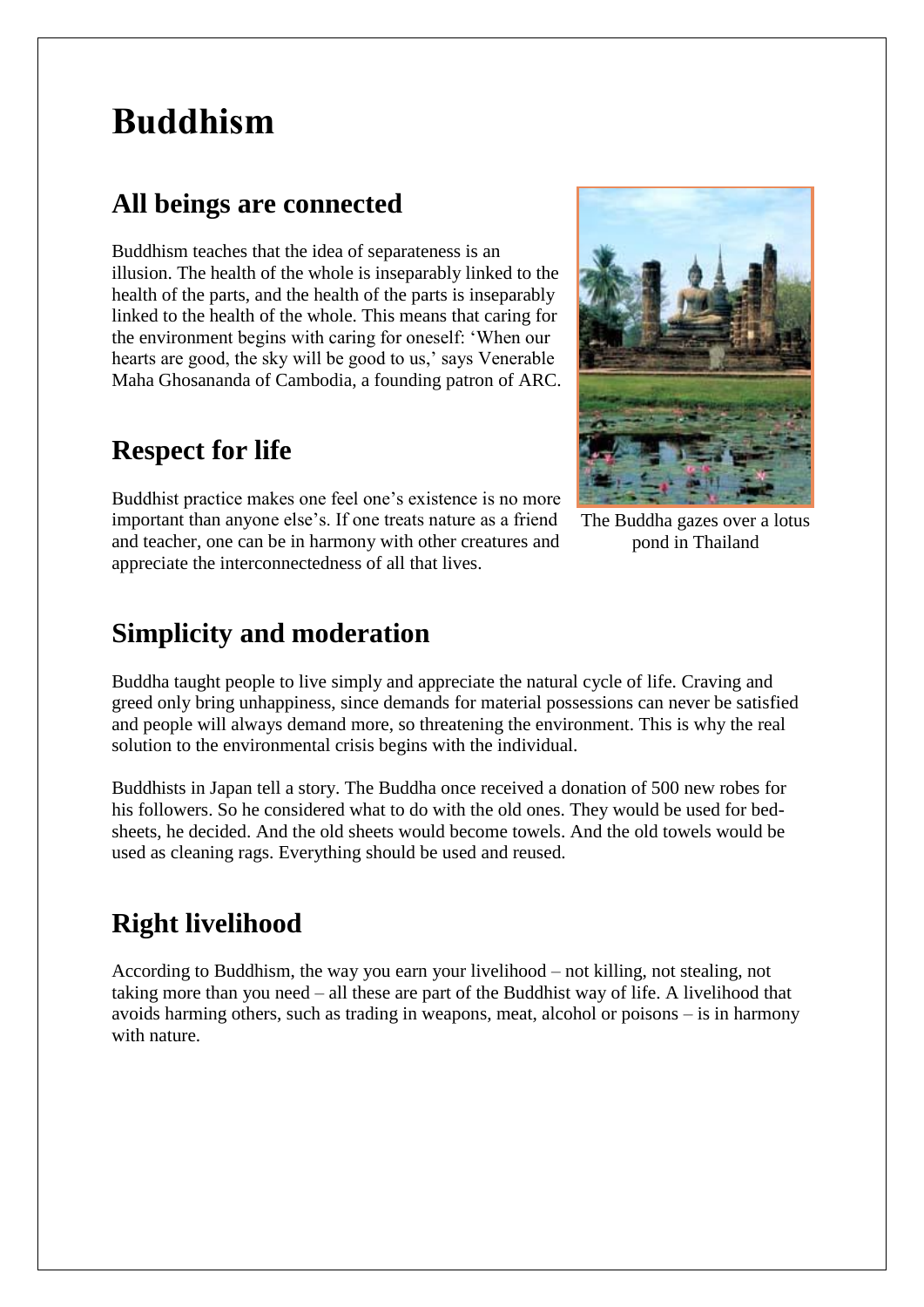# Buddhism

## All beings are connected

Buddhism teaches that the idea of separateness is an illusion. The health of the whole is inseparably linked to the health of the parts, and the health of the parts is inseparably linked to the health of the whole. This means that caring for the environment begins with caring for oneself: 'When our hearts are good, the sky will be good to us,' says Venerable Maha Ghosananda of Cambodia, a founding patron of ARC.

The Buddha gazes over a lotus pond in Thailand

## Respect for life

Buddhist practice makes one feel one's existence is no more important than anyone else's. If one treats nature as a friend and teacher, one can be in harmony with other creatures and appreciate the interconnectedness of all that lives.

## Simplicity and moderation

Buddha taught people to live simply and appreciate the natural cycle of life. Craving and greed only bring unhappiness, since demands for material possessions can never be satisfied and people will always demand more, so threatening the environment. This is why the real solution to the environmental crisis begins with the individual.

Buddhists in Japan tell a story. The Buddha once received a donation of 500 new robes for his followers. So he considered what to do with the old ones. They would be used for bed-sheets, he decided. And the old sheets would become towels. And the old towels would be used as cleaning rags. Everything should be used and reused.

## Right livelihood

According to Buddhism, the way you earn your livelihood – not killing, not stealing, not taking more than you need – all these are part of the Buddhist way of life. A livelihood that avoids harming others, such as trading in weapons, meat, alcohol or poisons – is in harmony with nature.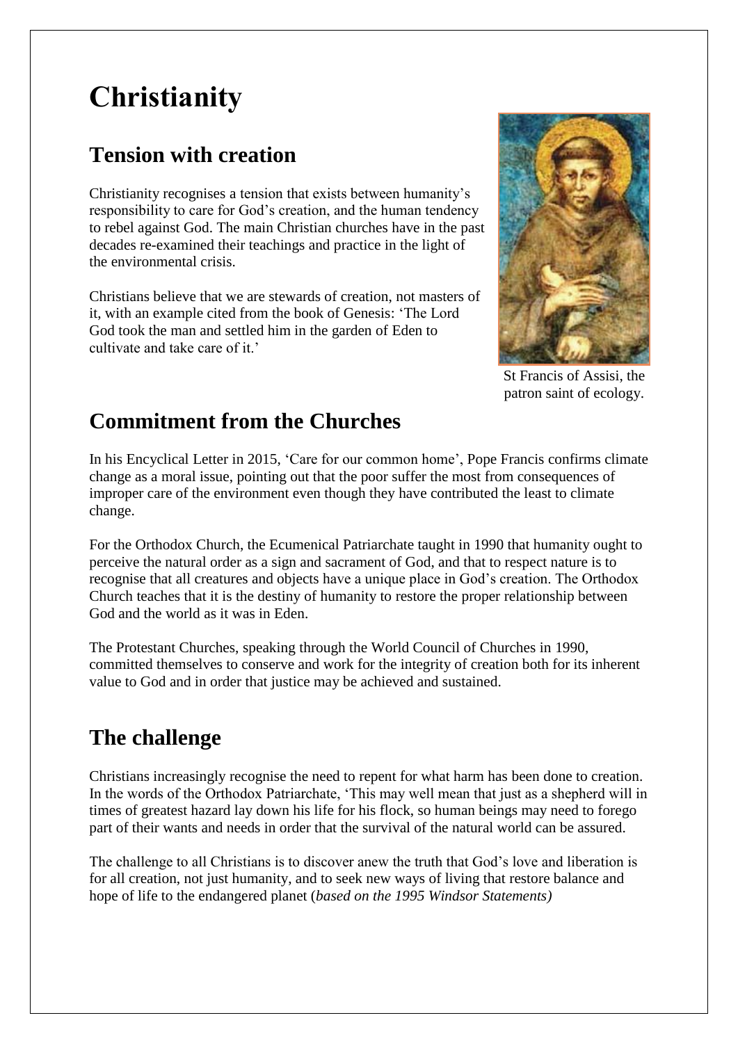# Christianity

## Tension with creation

Christianity recognises a tension that exists between humanity's responsibility to care for God's creation, and the human tendency to rebel against God. The main Christian churches have in the past decades re-examined their teachings and practice in the light of the environmental crisis.

Christians believe that we are stewards of creation, not masters of it, with an example cited from the book of Genesis: 'The Lord God took the man and settled him in the garden of Eden to cultivate and take care of it.'

St Francis of Assisi, the patron saint of ecology.

## Commitment from the Churches

In his Encyclical Letter in 2015, 'Care for our common home', Pope Francis confirms climate change as a moral issue, pointing out that the poor suffer the most from consequences of improper care of the environment even though they have contributed the least to climate change.

For the Orthodox Church, the Ecumenical Patriarchate taught in 1990 that humanity ought to perceive the natural order as a sign and sacrament of God, and that to respect nature is to recognise that all creatures and objects have a unique place in God's creation. The Orthodox Church teaches that it is the destiny of humanity to restore the proper relationship between God and the world as it was in Eden.

The Protestant Churches, speaking through the World Council of Churches in 1990, committed themselves to conserve and work for the integrity of creation both for its inherent value to God and in order that justice may be achieved and sustained.

## The challenge

Christians increasingly recognise the need to repent for what harm has been done to creation. In the words of the Orthodox Patriarchate, 'This may well mean that just as a shepherd will in times of greatest hazard lay down his life for his flock, so human beings may need to forego part of their wants and needs in order that the survival of the natural world can be assured.

The challenge to all Christians is to discover anew the truth that God's love and liberation is for all creation, not just humanity, and to seek new ways of living that restore balance and hope of life to the endangered planet (*based on the 1995 Windsor Statements)*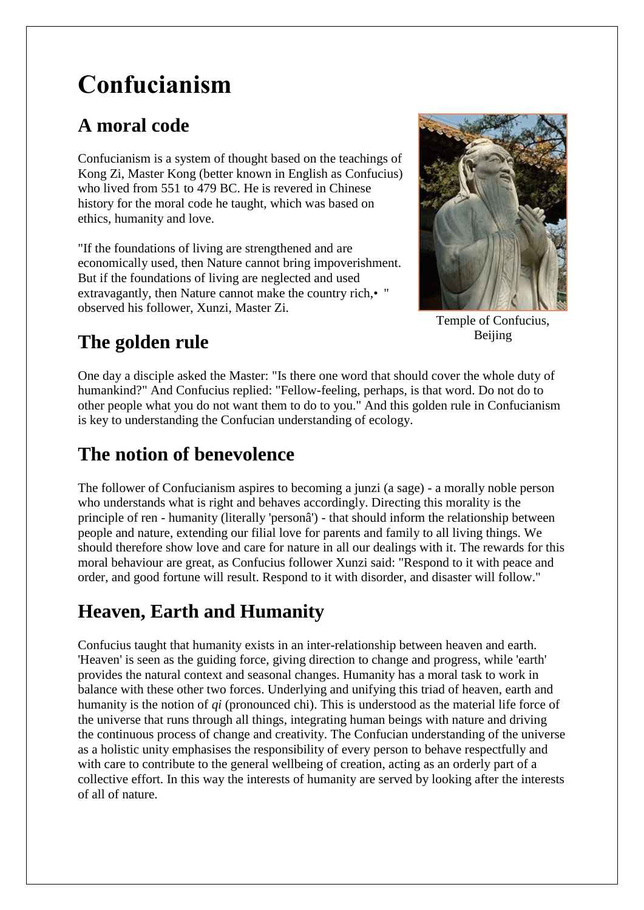# Confucianism

## A moral code

Confucianism is a system of thought based on the teachings of Kong Zi, Master Kong (better known in English as Confucius) who lived from 551 to 479 BC. He is revered in Chinese history for the moral code he taught, which was based on ethics, humanity and love.

"If the foundations of living are strengthened and are economically used, then Nature cannot bring impoverishment. But if the foundations of living are neglected and used extravagantly, then Nature cannot make the country rich,• " observed his follower, Xunzi, Master Zi.

Temple of Confucius, Beijing

## The golden rule

One day a disciple asked the Master: "Is there one word that should cover the whole duty of humankind?" And Confucius replied: "Fellow-feeling, perhaps, is that word. Do not do to other people what you do not want them to do to you." And this golden rule in Confucianism is key to understanding the Confucian understanding of ecology.

## The notion of benevolence

The follower of Confucianism aspires to becoming a junzi (a sage) - a morally noble person who understands what is right and behaves accordingly. Directing this morality is the principle of ren - humanity (literally 'personâ') - that should inform the relationship between people and nature, extending our filial love for parents and family to all living things. We should therefore show love and care for nature in all our dealings with it. The rewards for this moral behaviour are great, as Confucius follower Xunzi said: "Respond to it with peace and order, and good fortune will result. Respond to it with disorder, and disaster will follow."

## Heaven, Earth and Humanity

Confucius taught that humanity exists in an inter-relationship between heaven and earth. 'Heaven' is seen as the guiding force, giving direction to change and progress, while 'earth' provides the natural context and seasonal changes. Humanity has a moral task to work in balance with these other two forces. Underlying and unifying this triad of heaven, earth and humanity is the notion of *qi* (pronounced chi). This is understood as the material life force of the universe that runs through all things, integrating human beings with nature and driving the continuous process of change and creativity. The Confucian understanding of the universe as a holistic unity emphasises the responsibility of every person to behave respectfully and with care to contribute to the general wellbeing of creation, acting as an orderly part of a collective effort. In this way the interests of humanity are served by looking after the interests of all of nature.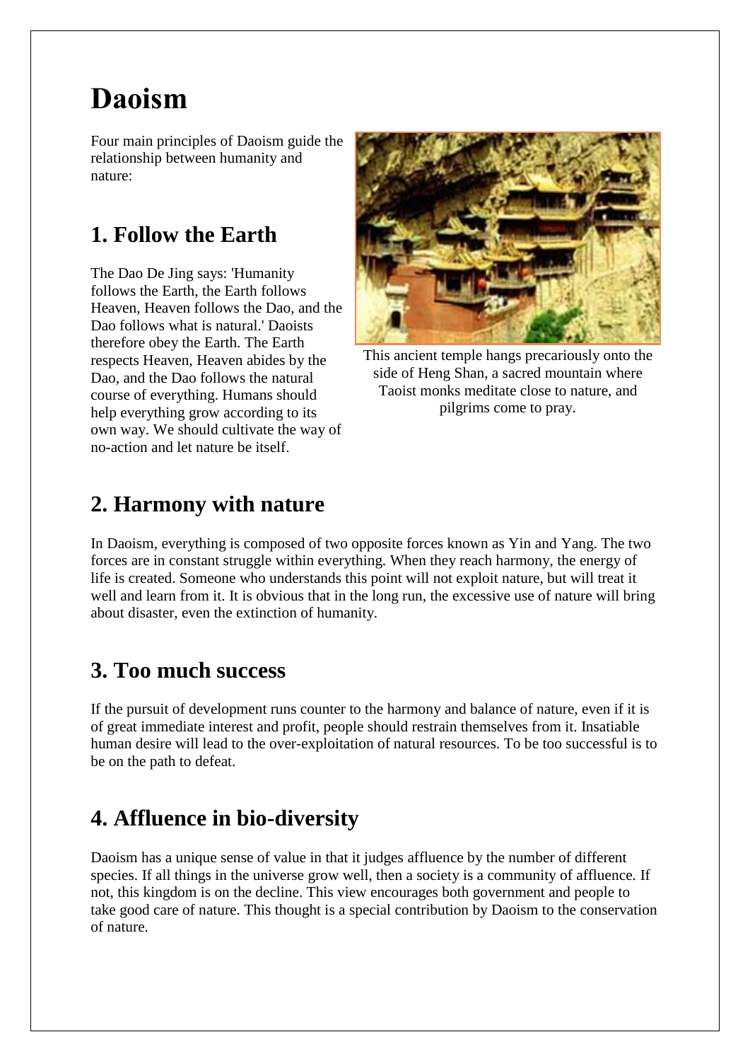# Daoism

Four main principles of Daoism guide the relationship between humanity and nature:

## 1. Follow the Earth

The Dao De Jing says: 'Humanity follows the Earth, the Earth follows Heaven, Heaven follows the Dao, and the Dao follows what is natural.' Daoists therefore obey the Earth. The Earth respects Heaven, Heaven abides by the Dao, and the Dao follows the natural course of everything. Humans should help everything grow according to its own way. We should cultivate the way of no-action and let nature be itself.

This ancient temple hangs precariously onto the side of Heng Shan, a sacred mountain where Taoist monks meditate close to nature, and pilgrims come to pray.

## 2. Harmony with nature

In Daoism, everything is composed of two opposite forces known as Yin and Yang. The two forces are in constant struggle within everything. When they reach harmony, the energy of life is created. Someone who understands this point will not exploit nature, but will treat it well and learn from it. It is obvious that in the long run, the excessive use of nature will bring about disaster, even the extinction of humanity.

## 3. Too much success

If the pursuit of development runs counter to the harmony and balance of nature, even if it is of great immediate interest and profit, people should restrain themselves from it. Insatiable human desire will lead to the over-exploitation of natural resources. To be too successful is to be on the path to defeat.

## 4. Affluence in bio-diversity

Daoism has a unique sense of value in that it judges affluence by the number of different species. If all things in the universe grow well, then a society is a community of affluence. If not, this kingdom is on the decline. This view encourages both government and people to take good care of nature. This thought is a special contribution by Daoism to the conservation of nature.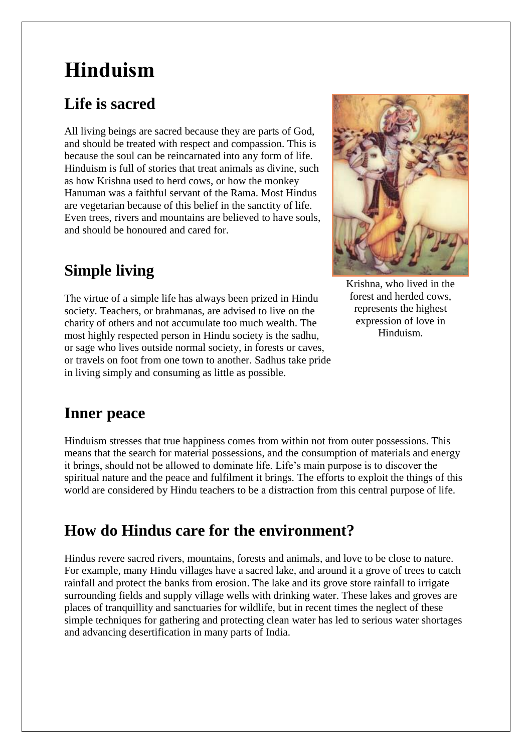# Hinduism

## Life is sacred

All living beings are sacred because they are parts of God, and should be treated with respect and compassion. This is because the soul can be reincarnated into any form of life. Hinduism is full of stories that treat animals as divine, such as how Krishna used to herd cows, or how the monkey Hanuman was a faithful servant of the Rama. Most Hindus are vegetarian because of this belief in the sanctity of life. Even trees, rivers and mountains are believed to have souls, and should be honoured and cared for.

Krishna, who lived in the forest and herded cows, represents the highest expression of love in Hinduism.

## Simple living

The virtue of a simple life has always been prized in Hindu society. Teachers, or brahmanas, are advised to live on the charity of others and not accumulate too much wealth. The most highly respected person in Hindu society is the sadhu, or sage who lives outside normal society, in forests or caves, or travels on foot from one town to another. Sadhus take pride in living simply and consuming as little as possible.

## Inner peace

Hinduism stresses that true happiness comes from within not from outer possessions. This means that the search for material possessions, and the consumption of materials and energy it brings, should not be allowed to dominate life. Life's main purpose is to discover the spiritual nature and the peace and fulfilment it brings. The efforts to exploit the things of this world are considered by Hindu teachers to be a distraction from this central purpose of life.

## How do Hindus care for the environment?

Hindus revere sacred rivers, mountains, forests and animals, and love to be close to nature. For example, many Hindu villages have a sacred lake, and around it a grove of trees to catch rainfall and protect the banks from erosion. The lake and its grove store rainfall to irrigate surrounding fields and supply village wells with drinking water. These lakes and groves are places of tranquillity and sanctuaries for wildlife, but in recent times the neglect of these simple techniques for gathering and protecting clean water has led to serious water shortages and advancing desertification in many parts of India.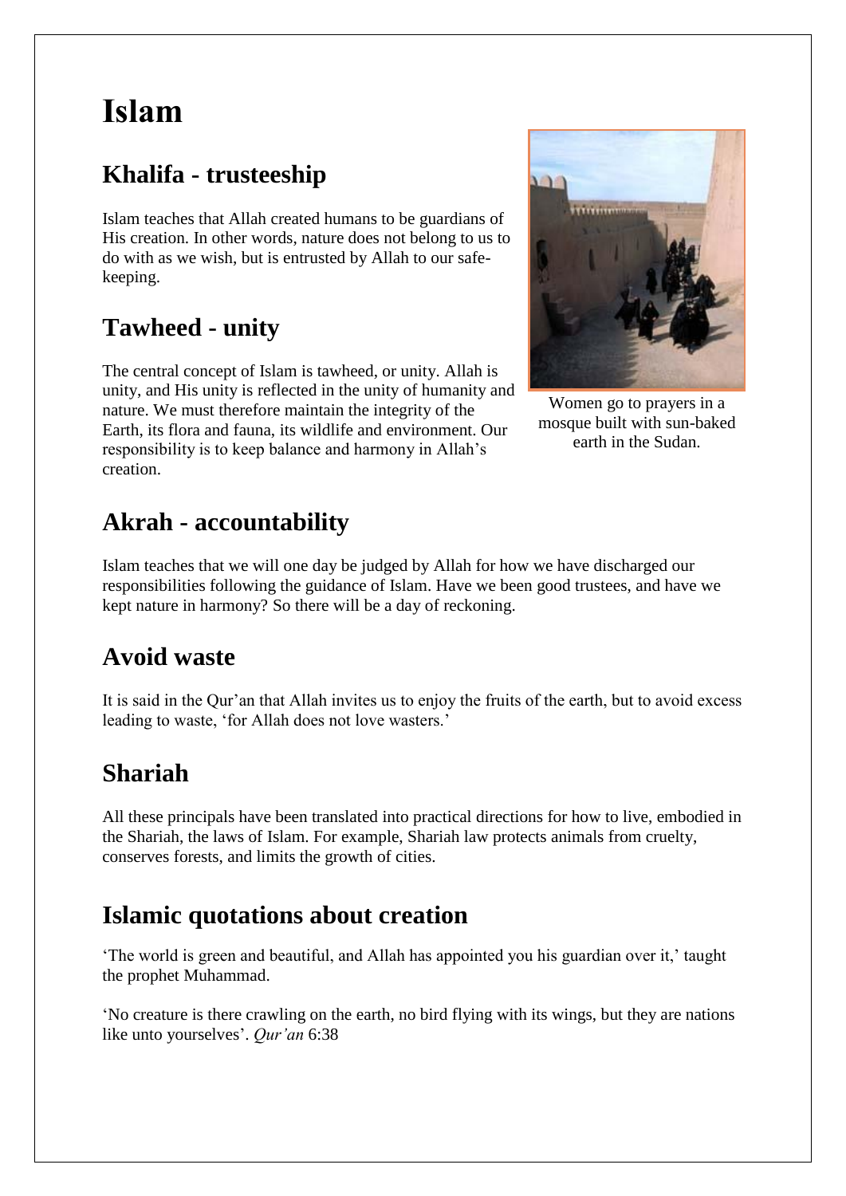# Islam

## Khalifa - trusteeship

Islam teaches that Allah created humans to be guardians of His creation. In other words, nature does not belong to us to do with as we wish, but is entrusted by Allah to our safe-keeping.

## Tawheed - unity

The central concept of Islam is tawheed, or unity. Allah is unity, and His unity is reflected in the unity of humanity and nature. We must therefore maintain the integrity of the Earth, its flora and fauna, its wildlife and environment. Our responsibility is to keep balance and harmony in Allah's creation.

Women go to prayers in a mosque built with sun-baked earth in the Sudan.

## Akrah - accountability

Islam teaches that we will one day be judged by Allah for how we have discharged our responsibilities following the guidance of Islam. Have we been good trustees, and have we kept nature in harmony? So there will be a day of reckoning.

## Avoid waste

It is said in the Qur'an that Allah invites us to enjoy the fruits of the earth, but to avoid excess leading to waste, 'for Allah does not love wasters.'

## Shariah

All these principals have been translated into practical directions for how to live, embodied in the Shariah, the laws of Islam. For example, Shariah law protects animals from cruelty, conserves forests, and limits the growth of cities.

## Islamic quotations about creation

'The world is green and beautiful, and Allah has appointed you his guardian over it,' taught the prophet Muhammad.

'No creature is there crawling on the earth, no bird flying with its wings, but they are nations like unto yourselves'. *Qur'an* 6:38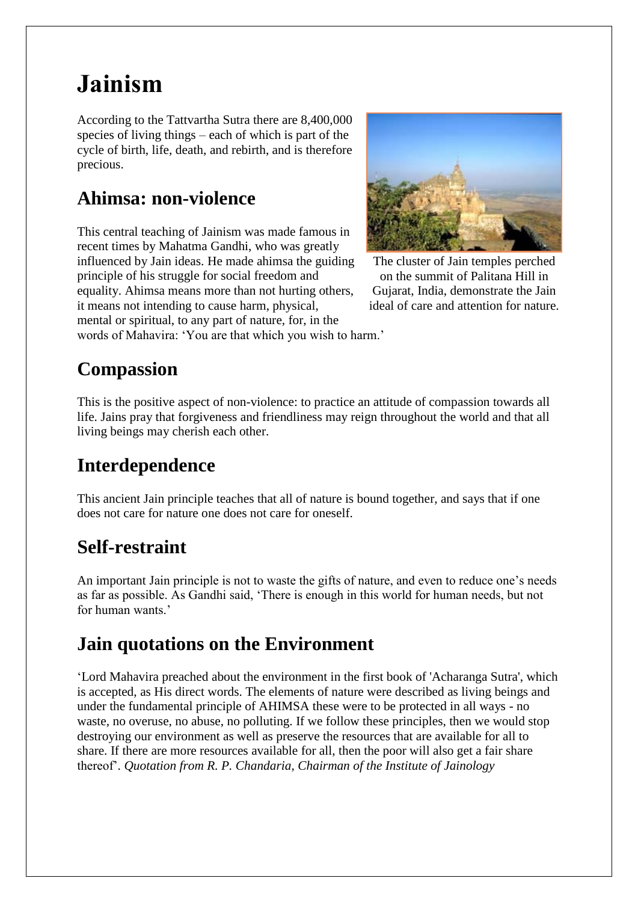# Jainism

According to the Tattvartha Sutra there are 8,400,000 species of living things – each of which is part of the cycle of birth, life, death, and rebirth, and is therefore precious.

## Ahimsa: non-violence

This central teaching of Jainism was made famous in recent times by Mahatma Gandhi, who was greatly influenced by Jain ideas. He made ahimsa the guiding principle of his struggle for social freedom and equality. Ahimsa means more than not hurting others, it means not intending to cause harm, physical, mental or spiritual, to any part of nature, for, in the words of Mahavira: 'You are that which you wish to harm.'

The cluster of Jain temples perched on the summit of Palitana Hill in Gujarat, India, demonstrate the Jain ideal of care and attention for nature.

## Compassion

This is the positive aspect of non-violence: to practice an attitude of compassion towards all life. Jains pray that forgiveness and friendliness may reign throughout the world and that all living beings may cherish each other.

## Interdependence

This ancient Jain principle teaches that all of nature is bound together, and says that if one does not care for nature one does not care for oneself.

## Self-restraint

An important Jain principle is not to waste the gifts of nature, and even to reduce one's needs as far as possible. As Gandhi said, 'There is enough in this world for human needs, but not for human wants.'

## Jain quotations on the Environment

'Lord Mahavira preached about the environment in the first book of 'Acharanga Sutra', which is accepted, as His direct words. The elements of nature were described as living beings and under the fundamental principle of AHIMSA these were to be protected in all ways - no waste, no overuse, no abuse, no polluting. If we follow these principles, then we would stop destroying our environment as well as preserve the resources that are available for all to share. If there are more resources available for all, then the poor will also get a fair share thereof'. *Quotation from R. P. Chandaria, Chairman of the Institute of Jainology*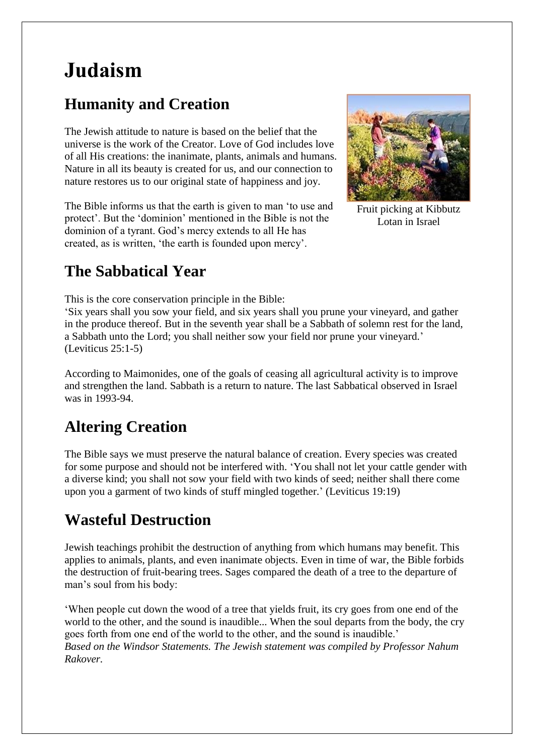# Judaism

## Humanity and Creation

The Jewish attitude to nature is based on the belief that the universe is the work of the Creator. Love of God includes love of all His creations: the inanimate, plants, animals and humans. Nature in all its beauty is created for us, and our connection to nature restores us to our original state of happiness and joy.

The Bible informs us that the earth is given to man 'to use and protect'. But the 'dominion' mentioned in the Bible is not the dominion of a tyrant. God's mercy extends to all He has created, as is written, 'the earth is founded upon mercy'.

Fruit picking at Kibbutz Lotan in Israel

## The Sabbatical Year

This is the core conservation principle in the Bible:
'Six years shall you sow your field, and six years shall you prune your vineyard, and gather in the produce thereof. But in the seventh year shall be a Sabbath of solemn rest for the land, a Sabbath unto the Lord; you shall neither sow your field nor prune your vineyard.' (Leviticus 25:1-5)

According to Maimonides, one of the goals of ceasing all agricultural activity is to improve and strengthen the land. Sabbath is a return to nature. The last Sabbatical observed in Israel was in 1993-94.

## Altering Creation

The Bible says we must preserve the natural balance of creation. Every species was created for some purpose and should not be interfered with. 'You shall not let your cattle gender with a diverse kind; you shall not sow your field with two kinds of seed; neither shall there come upon you a garment of two kinds of stuff mingled together.' (Leviticus 19:19)

## Wasteful Destruction

Jewish teachings prohibit the destruction of anything from which humans may benefit. This applies to animals, plants, and even inanimate objects. Even in time of war, the Bible forbids the destruction of fruit-bearing trees. Sages compared the death of a tree to the departure of man's soul from his body:

'When people cut down the wood of a tree that yields fruit, its cry goes from one end of the world to the other, and the sound is inaudible... When the soul departs from the body, the cry goes forth from one end of the world to the other, and the sound is inaudible.'
*Based on the Windsor Statements. The Jewish statement was compiled by Professor Nahum Rakover.*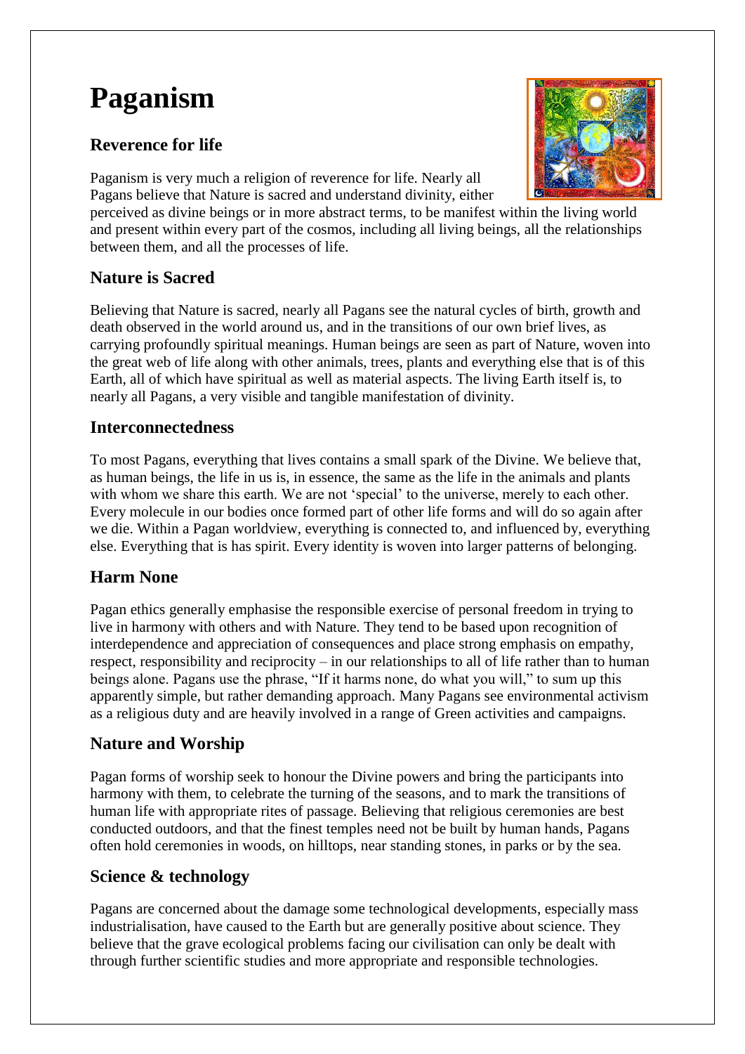# Paganism

## Reverence for life

Paganism is very much a religion of reverence for life. Nearly all Pagans believe that Nature is sacred and understand divinity, either perceived as divine beings or in more abstract terms, to be manifest within the living world and present within every part of the cosmos, including all living beings, all the relationships between them, and all the processes of life.

## Nature is Sacred

Believing that Nature is sacred, nearly all Pagans see the natural cycles of birth, growth and death observed in the world around us, and in the transitions of our own brief lives, as carrying profoundly spiritual meanings. Human beings are seen as part of Nature, woven into the great web of life along with other animals, trees, plants and everything else that is of this Earth, all of which have spiritual as well as material aspects. The living Earth itself is, to nearly all Pagans, a very visible and tangible manifestation of divinity.

## Interconnectedness

To most Pagans, everything that lives contains a small spark of the Divine. We believe that, as human beings, the life in us is, in essence, the same as the life in the animals and plants with whom we share this earth. We are not 'special' to the universe, merely to each other. Every molecule in our bodies once formed part of other life forms and will do so again after we die. Within a Pagan worldview, everything is connected to, and influenced by, everything else. Everything that is has spirit. Every identity is woven into larger patterns of belonging.

## Harm None

Pagan ethics generally emphasise the responsible exercise of personal freedom in trying to live in harmony with others and with Nature. They tend to be based upon recognition of interdependence and appreciation of consequences and place strong emphasis on empathy, respect, responsibility and reciprocity – in our relationships to all of life rather than to human beings alone. Pagans use the phrase, "If it harms none, do what you will," to sum up this apparently simple, but rather demanding approach. Many Pagans see environmental activism as a religious duty and are heavily involved in a range of Green activities and campaigns.

## Nature and Worship

Pagan forms of worship seek to honour the Divine powers and bring the participants into harmony with them, to celebrate the turning of the seasons, and to mark the transitions of human life with appropriate rites of passage. Believing that religious ceremonies are best conducted outdoors, and that the finest temples need not be built by human hands, Pagans often hold ceremonies in woods, on hilltops, near standing stones, in parks or by the sea.

## Science & technology

Pagans are concerned about the damage some technological developments, especially mass industrialisation, have caused to the Earth but are generally positive about science. They believe that the grave ecological problems facing our civilisation can only be dealt with through further scientific studies and more appropriate and responsible technologies.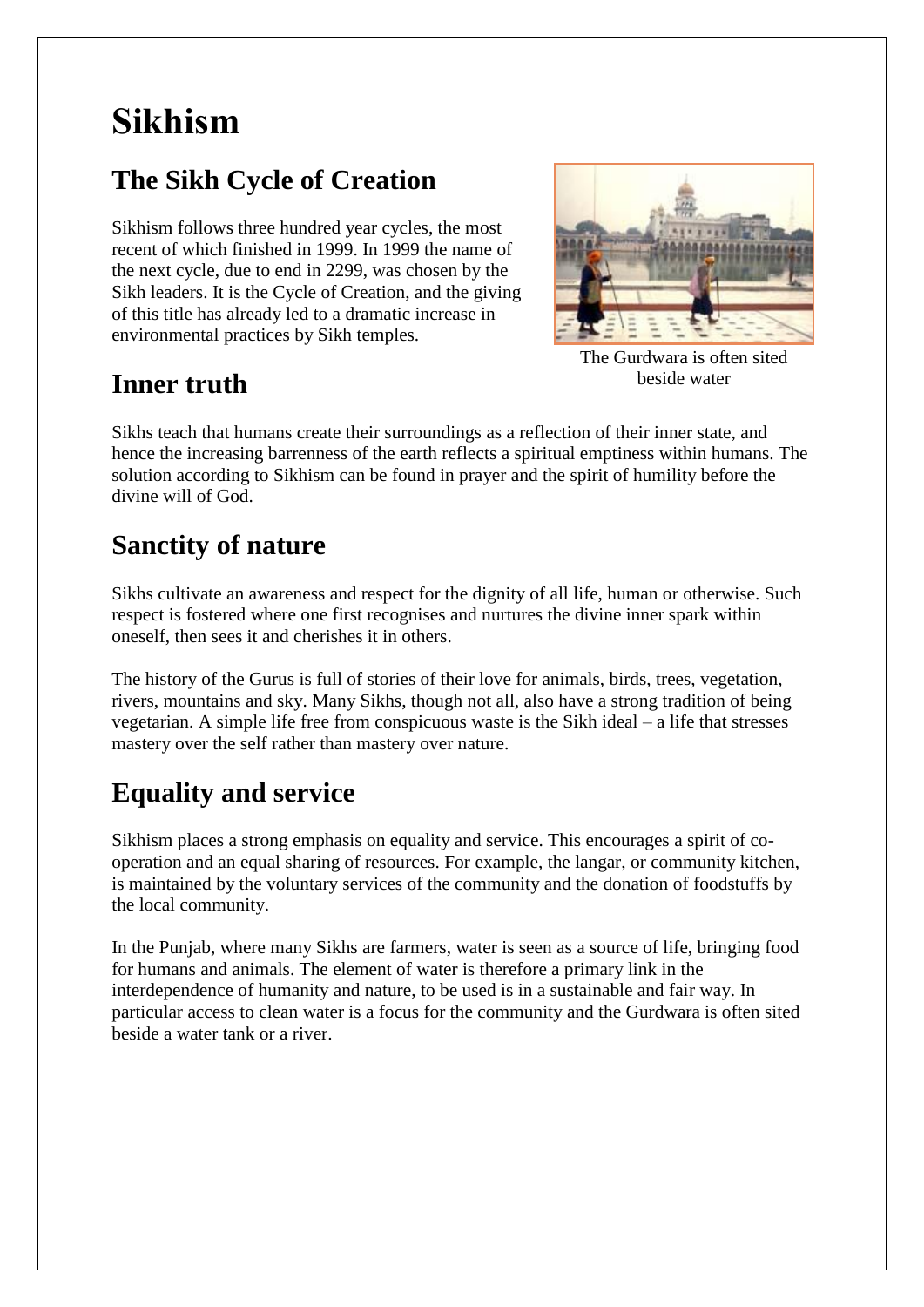# Sikhism

## The Sikh Cycle of Creation

Sikhism follows three hundred year cycles, the most recent of which finished in 1999. In 1999 the name of the next cycle, due to end in 2299, was chosen by the Sikh leaders. It is the Cycle of Creation, and the giving of this title has already led to a dramatic increase in environmental practices by Sikh temples.

The Gurdwara is often sited beside water

## Inner truth

Sikhs teach that humans create their surroundings as a reflection of their inner state, and hence the increasing barrenness of the earth reflects a spiritual emptiness within humans. The solution according to Sikhism can be found in prayer and the spirit of humility before the divine will of God.

## Sanctity of nature

Sikhs cultivate an awareness and respect for the dignity of all life, human or otherwise. Such respect is fostered where one first recognises and nurtures the divine inner spark within oneself, then sees it and cherishes it in others.

The history of the Gurus is full of stories of their love for animals, birds, trees, vegetation, rivers, mountains and sky. Many Sikhs, though not all, also have a strong tradition of being vegetarian. A simple life free from conspicuous waste is the Sikh ideal – a life that stresses mastery over the self rather than mastery over nature.

## Equality and service

Sikhism places a strong emphasis on equality and service. This encourages a spirit of co-operation and an equal sharing of resources. For example, the langar, or community kitchen, is maintained by the voluntary services of the community and the donation of foodstuffs by the local community.

In the Punjab, where many Sikhs are farmers, water is seen as a source of life, bringing food for humans and animals. The element of water is therefore a primary link in the interdependence of humanity and nature, to be used is in a sustainable and fair way. In particular access to clean water is a focus for the community and the Gurdwara is often sited beside a water tank or a river.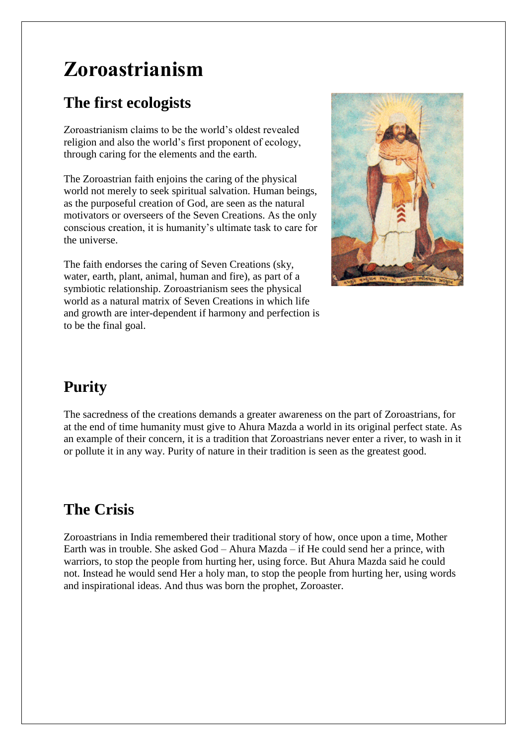# Zoroastrianism

## The first ecologists

Zoroastrianism claims to be the world's oldest revealed religion and also the world's first proponent of ecology, through caring for the elements and the earth.

The Zoroastrian faith enjoins the caring of the physical world not merely to seek spiritual salvation. Human beings, as the purposeful creation of God, are seen as the natural motivators or overseers of the Seven Creations. As the only conscious creation, it is humanity's ultimate task to care for the universe.

The faith endorses the caring of Seven Creations (sky, water, earth, plant, animal, human and fire), as part of a symbiotic relationship. Zoroastrianism sees the physical world as a natural matrix of Seven Creations in which life and growth are inter-dependent if harmony and perfection is to be the final goal.

## Purity

The sacredness of the creations demands a greater awareness on the part of Zoroastrians, for at the end of time humanity must give to Ahura Mazda a world in its original perfect state. As an example of their concern, it is a tradition that Zoroastrians never enter a river, to wash in it or pollute it in any way. Purity of nature in their tradition is seen as the greatest good.

## The Crisis

Zoroastrians in India remembered their traditional story of how, once upon a time, Mother Earth was in trouble. She asked God – Ahura Mazda – if He could send her a prince, with warriors, to stop the people from hurting her, using force. But Ahura Mazda said he could not. Instead he would send Her a holy man, to stop the people from hurting her, using words and inspirational ideas. And thus was born the prophet, Zoroaster.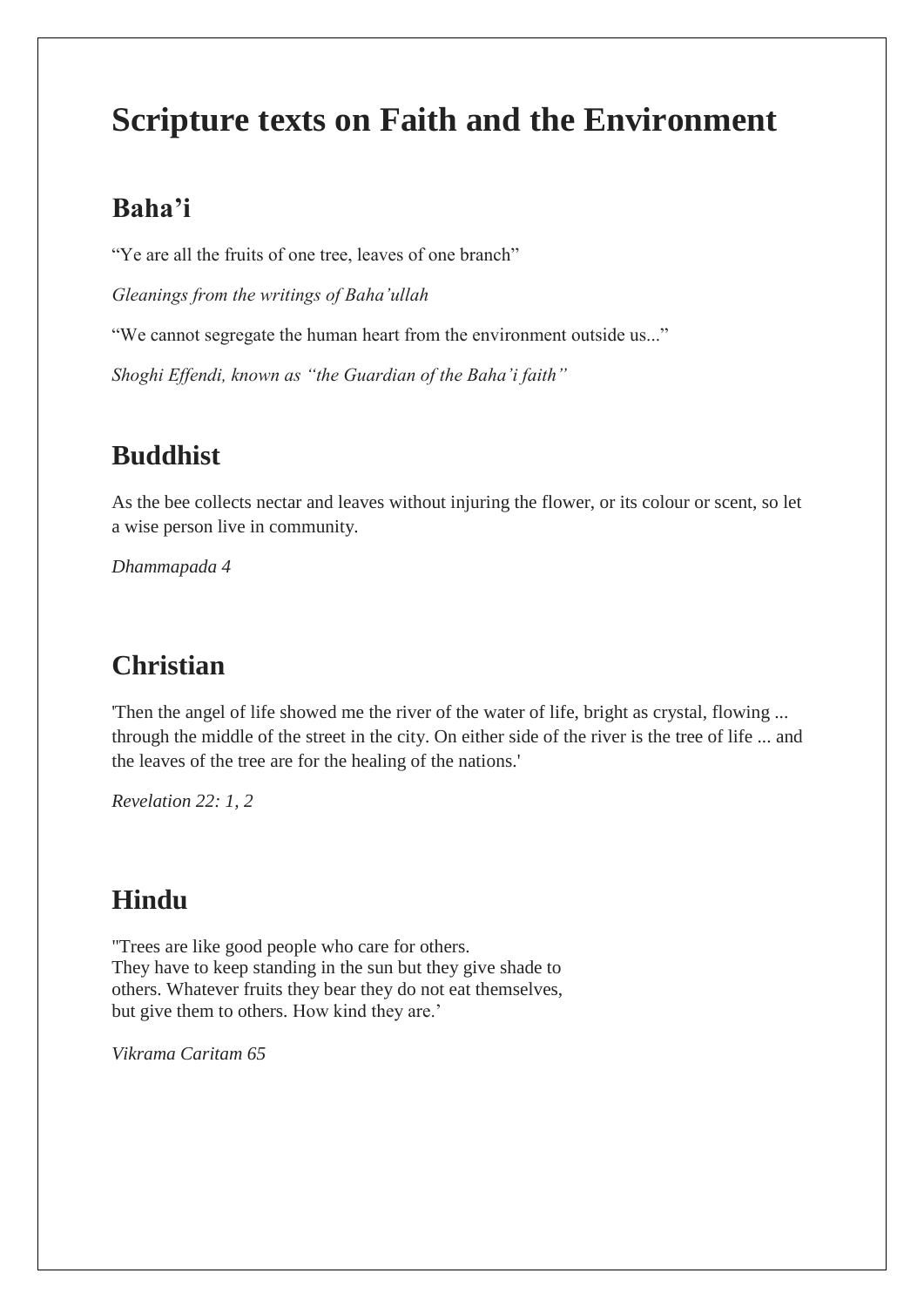# Scripture texts on Faith and the Environment

## Baha'i

"Ye are all the fruits of one tree, leaves of one branch"

*Gleanings from the writings of Baha'ullah*

"We cannot segregate the human heart from the environment outside us..."

*Shoghi Effendi, known as "the Guardian of the Baha'i faith"*

## Buddhist

As the bee collects nectar and leaves without injuring the flower, or its colour or scent, so let a wise person live in community.

*Dhammapada 4*

## Christian

'Then the angel of life showed me the river of the water of life, bright as crystal, flowing ... through the middle of the street in the city. On either side of the river is the tree of life ... and the leaves of the tree are for the healing of the nations.'

*Revelation 22: 1, 2*

## Hindu

"Trees are like good people who care for others.
They have to keep standing in the sun but they give shade to others. Whatever fruits they bear they do not eat themselves, but give them to others. How kind they are.'

*Vikrama Caritam 65*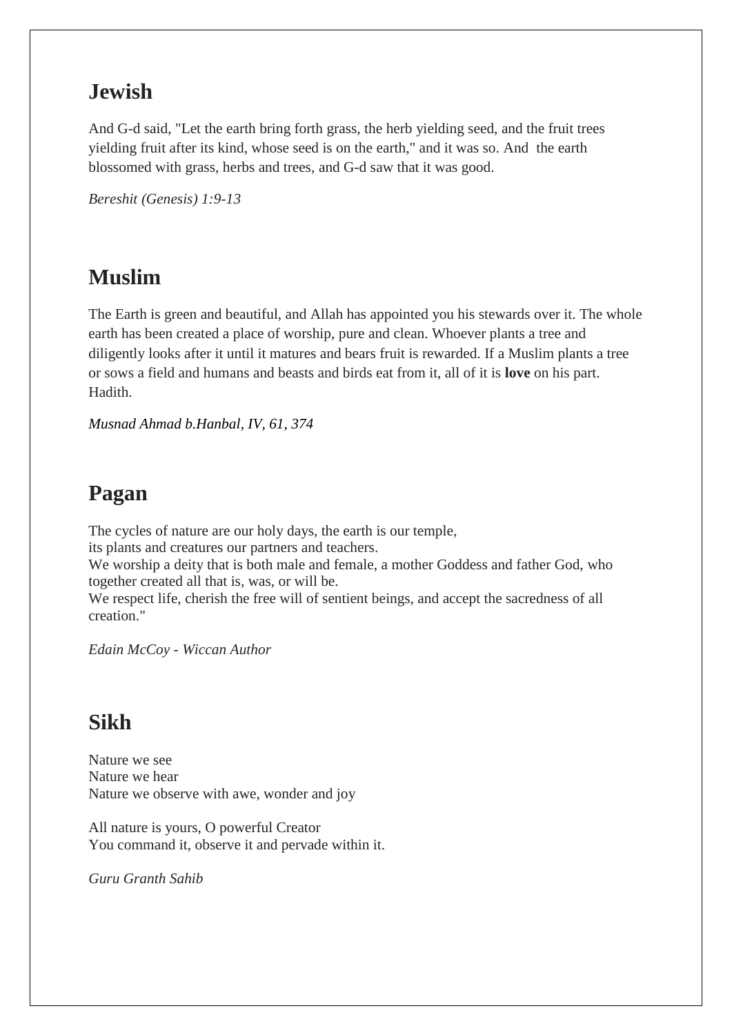## Jewish

And G-d said, "Let the earth bring forth grass, the herb yielding seed, and the fruit trees yielding fruit after its kind, whose seed is on the earth," and it was so. And  the earth blossomed with grass, herbs and trees, and G-d saw that it was good.

*Bereshit (Genesis) 1:9-13*

## Muslim

The Earth is green and beautiful, and Allah has appointed you his stewards over it. The whole earth has been created a place of worship, pure and clean. Whoever plants a tree and diligently looks after it until it matures and bears fruit is rewarded. If a Muslim plants a tree or sows a field and humans and beasts and birds eat from it, all of it is **love** on his part. Hadith.

*Musnad Ahmad b.Hanbal, IV, 61, 374*

## Pagan

The cycles of nature are our holy days, the earth is our temple,
its plants and creatures our partners and teachers.
We worship a deity that is both male and female, a mother Goddess and father God, who together created all that is, was, or will be.
We respect life, cherish the free will of sentient beings, and accept the sacredness of all creation."

*Edain McCoy - Wiccan Author*

## Sikh

Nature we see
Nature we hear
Nature we observe with awe, wonder and joy

All nature is yours, O powerful Creator
You command it, observe it and pervade within it.

*Guru Granth Sahib*